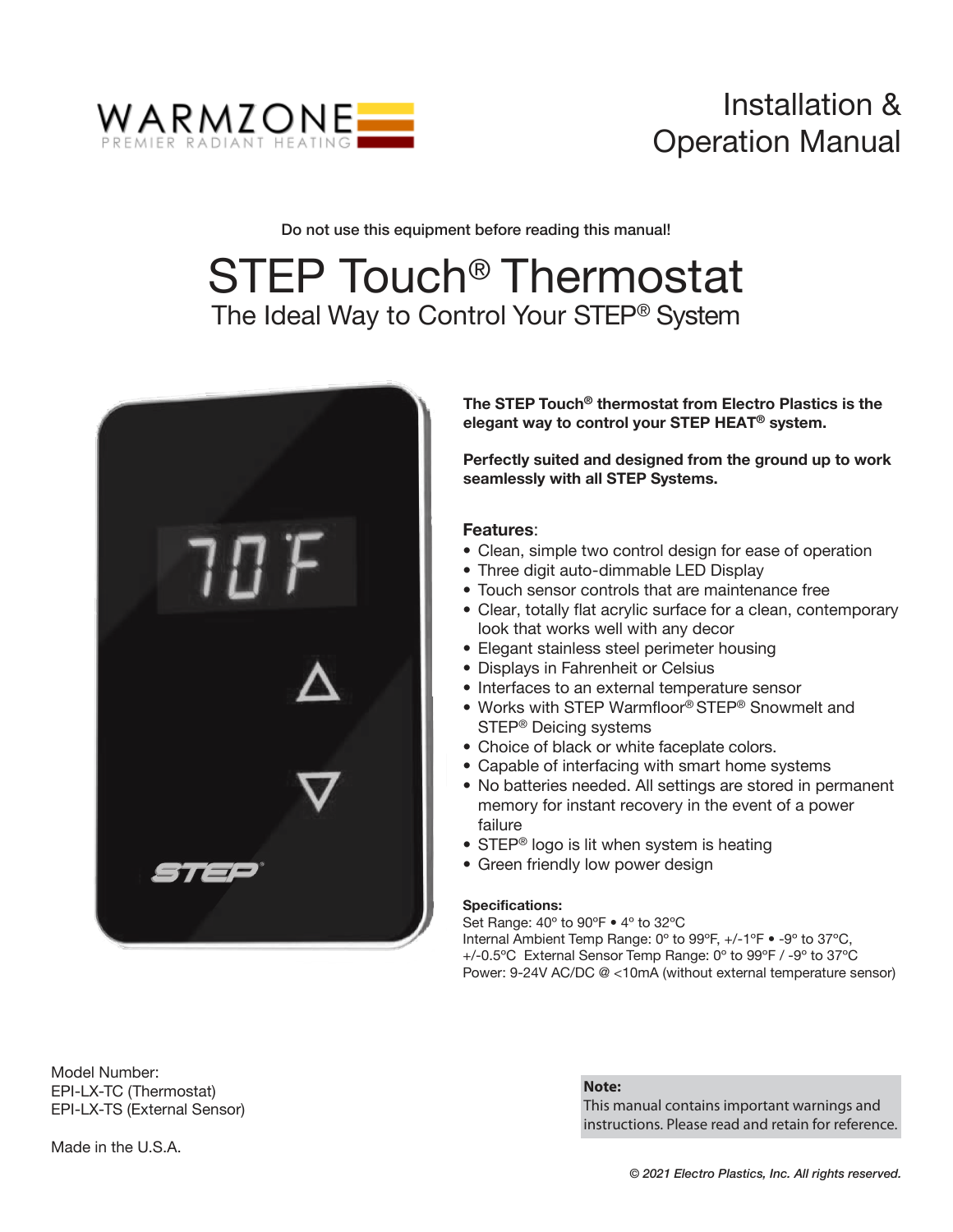WARMZONE
PREMIER RADIANT HEATING

# Installation & Operation Manual

Do not use this equipment before reading this manual!

# STEP Touch® Thermostat

## The Ideal Way to Control Your STEP® System

**The STEP Touch® thermostat from Electro Plastics is the elegant way to control your STEP HEAT® system.**

**Perfectly suited and designed from the ground up to work seamlessly with all STEP Systems.**

**Features**:

- Clean, simple two control design for ease of operation
- Three digit auto-dimmable LED Display
- Touch sensor controls that are maintenance free
- Clear, totally flat acrylic surface for a clean, contemporary look that works well with any decor
- Elegant stainless steel perimeter housing
- Displays in Fahrenheit or Celsius
- Interfaces to an external temperature sensor
- Works with STEP Warmfloor® STEP® Snowmelt and STEP® Deicing systems
- Choice of black or white faceplate colors.
- Capable of interfacing with smart home systems
- No batteries needed. All settings are stored in permanent memory for instant recovery in the event of a power failure
- STEP® logo is lit when system is heating
- Green friendly low power design

**Specifications:**
Set Range: 40º to 90ºF • 4º to 32ºC
Internal Ambient Temp Range: 0º to 99ºF, +/-1ºF • -9º to 37ºC, +/-0.5ºC External Sensor Temp Range: 0º to 99ºF / -9º to 37ºC
Power: 9-24V AC/DC @ <10mA (without external temperature sensor)

Model Number:
EPI-LX-TC (Thermostat)
EPI-LX-TS (External Sensor)

Made in the U.S.A.

**Note:**
This manual contains important warnings and instructions. Please read and retain for reference.

*© 2021 Electro Plastics, Inc. All rights reserved.*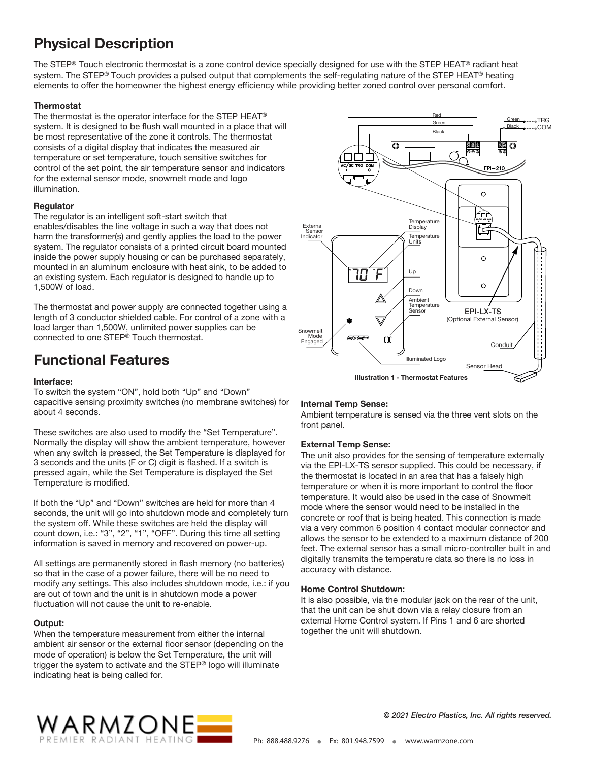# Physical Description

The STEP® Touch electronic thermostat is a zone control device specially designed for use with the STEP HEAT® radiant heat system. The STEP® Touch provides a pulsed output that complements the self-regulating nature of the STEP HEAT® heating elements to offer the homeowner the highest energy efficiency while providing better zoned control over personal comfort.

**Thermostat**

The thermostat is the operator interface for the STEP HEAT® system. It is designed to be flush wall mounted in a place that will be most representative of the zone it controls. The thermostat consists of a digital display that indicates the measured air temperature or set temperature, touch sensitive switches for control of the set point, the air temperature sensor and indicators for the external sensor mode, snowmelt mode and logo illumination.

**Regulator**

The regulator is an intelligent soft-start switch that enables/disables the line voltage in such a way that does not harm the transformer(s) and gently applies the load to the power system. The regulator consists of a printed circuit board mounted inside the power supply housing or can be purchased separately, mounted in an aluminum enclosure with heat sink, to be added to an existing system. Each regulator is designed to handle up to 1,500W of load.

The thermostat and power supply are connected together using a length of 3 conductor shielded cable. For control of a zone with a load larger than 1,500W, unlimited power supplies can be connected to one STEP® Touch thermostat.

# Functional Features

**Interface:**

To switch the system "ON", hold both "Up" and "Down" capacitive sensing proximity switches (no membrane switches) for about 4 seconds.

These switches are also used to modify the "Set Temperature". Normally the display will show the ambient temperature, however when any switch is pressed, the Set Temperature is displayed for 3 seconds and the units (F or C) digit is flashed. If a switch is pressed again, while the Set Temperature is displayed the Set Temperature is modified.

If both the "Up" and "Down" switches are held for more than 4 seconds, the unit will go into shutdown mode and completely turn the system off. While these switches are held the display will count down, i.e.: "3", "2", "1", "OFF". During this time all setting information is saved in memory and recovered on power-up.

All settings are permanently stored in flash memory (no batteries) so that in the case of a power failure, there will be no need to modify any settings. This also includes shutdown mode, i.e.: if you are out of town and the unit is in shutdown mode a power fluctuation will not cause the unit to re-enable.

**Output:**

When the temperature measurement from either the internal ambient air sensor or the external floor sensor (depending on the mode of operation) is below the Set Temperature, the unit will trigger the system to activate and the STEP® logo will illuminate indicating heat is being called for.

Illustration 1 - Thermostat Features

**Internal Temp Sense:**

Ambient temperature is sensed via the three vent slots on the front panel.

**External Temp Sense:**

The unit also provides for the sensing of temperature externally via the EPI-LX-TS sensor supplied. This could be necessary, if the thermostat is located in an area that has a falsely high temperature or when it is more important to control the floor temperature. It would also be used in the case of Snowmelt mode where the sensor would need to be installed in the concrete or roof that is being heated. This connection is made via a very common 6 position 4 contact modular connector and allows the sensor to be extended to a maximum distance of 200 feet. The external sensor has a small micro-controller built in and digitally transmits the temperature data so there is no loss in accuracy with distance.

**Home Control Shutdown:**

It is also possible, via the modular jack on the rear of the unit, that the unit can be shut down via a relay closure from an external Home Control system. If Pins 1 and 6 are shorted together the unit will shutdown.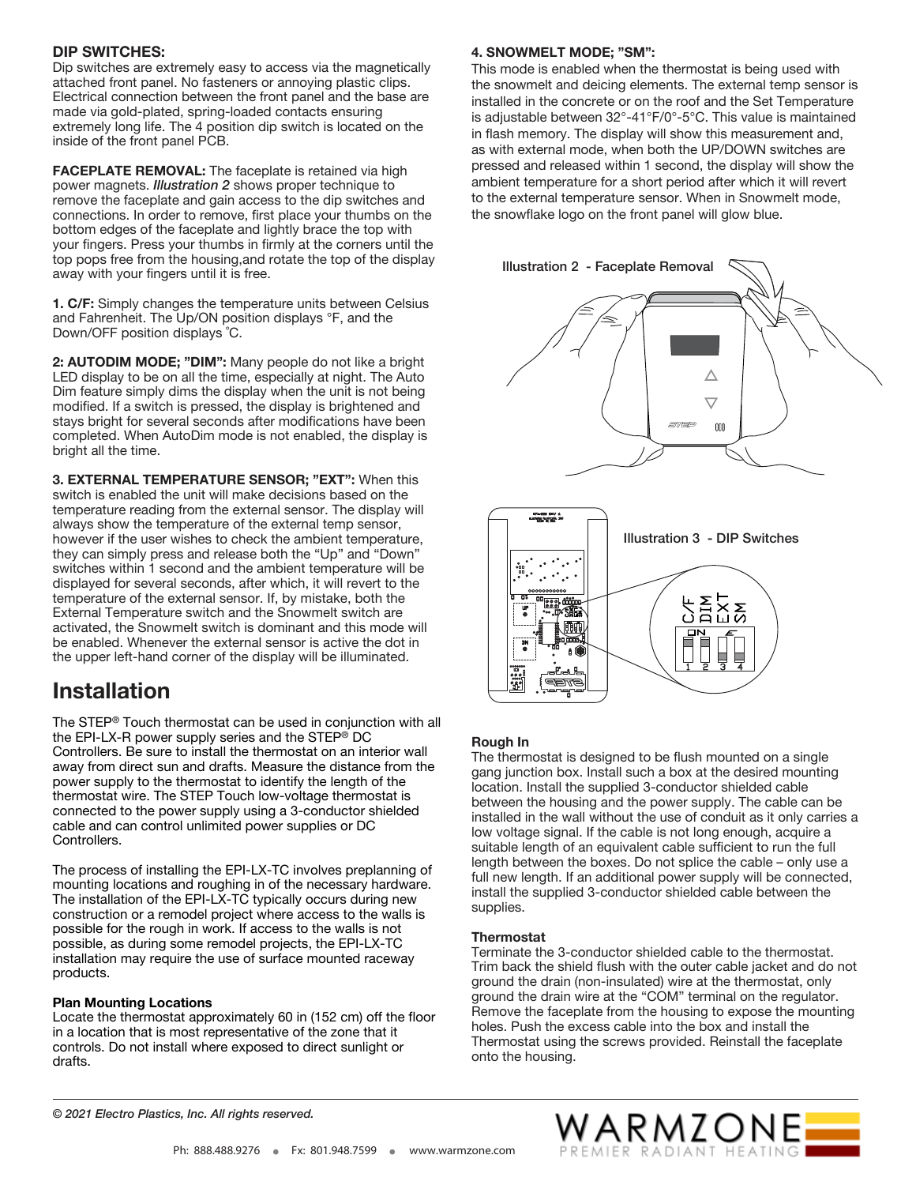**DIP SWITCHES:**
Dip switches are extremely easy to access via the magnetically attached front panel. No fasteners or annoying plastic clips. Electrical connection between the front panel and the base are made via gold-plated, spring-loaded contacts ensuring extremely long life. The 4 position dip switch is located on the inside of the front panel PCB.

**FACEPLATE REMOVAL:** The faceplate is retained via high power magnets. *Illustration 2* shows proper technique to remove the faceplate and gain access to the dip switches and connections. In order to remove, first place your thumbs on the bottom edges of the faceplate and lightly brace the top with your fingers. Press your thumbs in firmly at the corners until the top pops free from the housing,and rotate the top of the display away with your fingers until it is free.

**1. C/F:** Simply changes the temperature units between Celsius and Fahrenheit. The Up/ON position displays °F, and the Down/OFF position displays ˚C.

**2: AUTODIM MODE; "DIM":** Many people do not like a bright LED display to be on all the time, especially at night. The Auto Dim feature simply dims the display when the unit is not being modified. If a switch is pressed, the display is brightened and stays bright for several seconds after modifications have been completed. When AutoDim mode is not enabled, the display is bright all the time.

**3. EXTERNAL TEMPERATURE SENSOR; "EXT":** When this switch is enabled the unit will make decisions based on the temperature reading from the external sensor. The display will always show the temperature of the external temp sensor, however if the user wishes to check the ambient temperature, they can simply press and release both the "Up" and "Down" switches within 1 second and the ambient temperature will be displayed for several seconds, after which, it will revert to the temperature of the external sensor. If, by mistake, both the External Temperature switch and the Snowmelt switch are activated, the Snowmelt switch is dominant and this mode will be enabled. Whenever the external sensor is active the dot in the upper left-hand corner of the display will be illuminated.

# Installation

The STEP® Touch thermostat can be used in conjunction with all the EPI-LX-R power supply series and the STEP® DC Controllers. Be sure to install the thermostat on an interior wall away from direct sun and drafts. Measure the distance from the power supply to the thermostat to identify the length of the thermostat wire. The STEP Touch low-voltage thermostat is connected to the power supply using a 3-conductor shielded cable and can control unlimited power supplies or DC Controllers.

The process of installing the EPI-LX-TC involves preplanning of mounting locations and roughing in of the necessary hardware. The installation of the EPI-LX-TC typically occurs during new construction or a remodel project where access to the walls is possible for the rough in work. If access to the walls is not possible, as during some remodel projects, the EPI-LX-TC installation may require the use of surface mounted raceway products.

### Plan Mounting Locations

Locate the thermostat approximately 60 in (152 cm) off the floor in a location that is most representative of the zone that it controls. Do not install where exposed to direct sunlight or drafts.

**4. SNOWMELT MODE; "SM":**
This mode is enabled when the thermostat is being used with the snowmelt and deicing elements. The external temp sensor is installed in the concrete or on the roof and the Set Temperature is adjustable between 32°-41°F/0°-5°C. This value is maintained in flash memory. The display will show this measurement and, as with external mode, when both the UP/DOWN switches are pressed and released within 1 second, the display will show the ambient temperature for a short period after which it will revert to the external temperature sensor. When in Snowmelt mode, the snowflake logo on the front panel will glow blue.

Illustration 2 - Faceplate Removal

Illustration 3 - DIP Switches

### Rough In

The thermostat is designed to be flush mounted on a single gang junction box. Install such a box at the desired mounting location. Install the supplied 3-conductor shielded cable between the housing and the power supply. The cable can be installed in the wall without the use of conduit as it only carries a low voltage signal. If the cable is not long enough, acquire a suitable length of an equivalent cable sufficient to run the full length between the boxes. Do not splice the cable – only use a full new length. If an additional power supply will be connected, install the supplied 3-conductor shielded cable between the supplies.

### Thermostat

Terminate the 3-conductor shielded cable to the thermostat. Trim back the shield flush with the outer cable jacket and do not ground the drain (non-insulated) wire at the thermostat, only ground the drain wire at the "COM" terminal on the regulator. Remove the faceplate from the housing to expose the mounting holes. Push the excess cable into the box and install the Thermostat using the screws provided. Reinstall the faceplate onto the housing.

*© 2021 Electro Plastics, Inc. All rights reserved.*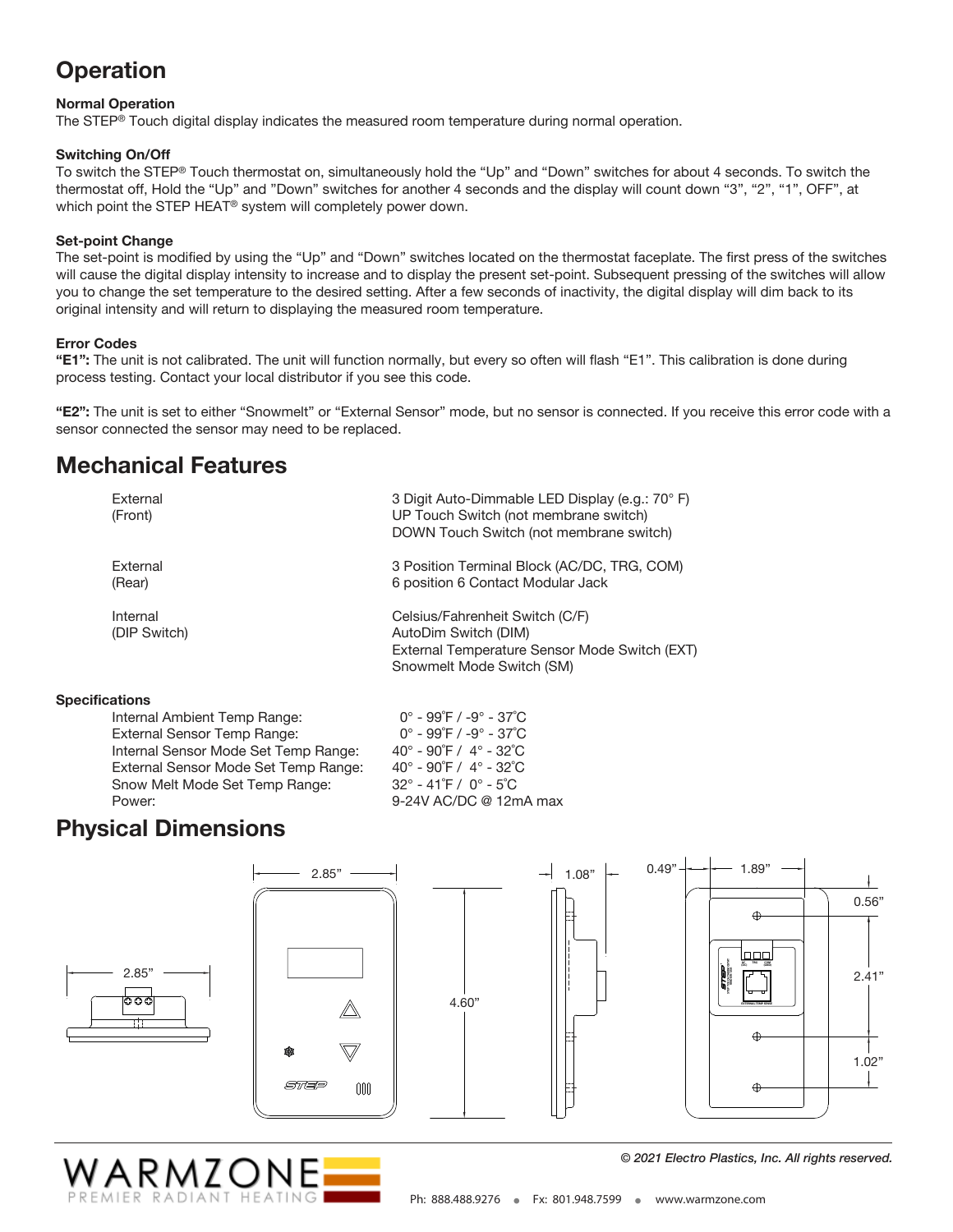# Operation

### Normal Operation

The STEP® Touch digital display indicates the measured room temperature during normal operation.

### Switching On/Off

To switch the STEP® Touch thermostat on, simultaneously hold the “Up” and “Down” switches for about 4 seconds. To switch the thermostat off, Hold the “Up” and ”Down” switches for another 4 seconds and the display will count down “3”, “2”, “1”, OFF”, at which point the STEP HEAT® system will completely power down.

### Set-point Change

The set-point is modified by using the “Up” and “Down” switches located on the thermostat faceplate. The first press of the switches will cause the digital display intensity to increase and to display the present set-point. Subsequent pressing of the switches will allow you to change the set temperature to the desired setting. After a few seconds of inactivity, the digital display will dim back to its original intensity and will return to displaying the measured room temperature.

### Error Codes

**“E1”:** The unit is not calibrated. The unit will function normally, but every so often will flash “E1”. This calibration is done during process testing. Contact your local distributor if you see this code.

**“E2”:** The unit is set to either “Snowmelt” or “External Sensor” mode, but no sensor is connected. If you receive this error code with a sensor connected the sensor may need to be replaced.

# Mechanical Features

| | |
|---|---|
| External (Front) | 3 Digit Auto-Dimmable LED Display (e.g.: 70° F)<br>UP Touch Switch (not membrane switch)<br>DOWN Touch Switch (not membrane switch) |
| External (Rear) | 3 Position Terminal Block (AC/DC, TRG, COM)<br>6 position 6 Contact Modular Jack |
| Internal (DIP Switch) | Celsius/Fahrenheit Switch (C/F)<br>AutoDim Switch (DIM)<br>External Temperature Sensor Mode Switch (EXT)<br>Snowmelt Mode Switch (SM) |

### Specifications

| | |
|---|---|
| Internal Ambient Temp Range: | 0° - 99˚F / -9° - 37˚C |
| External Sensor Temp Range: | 0° - 99˚F / -9° - 37˚C |
| Internal Sensor Mode Set Temp Range: | 40° - 90˚F / 4° - 32˚C |
| External Sensor Mode Set Temp Range: | 40° - 90˚F / 4° - 32˚C |
| Snow Melt Mode Set Temp Range: | 32° - 41˚F / 0° - 5˚C |
| Power: | 9-24V AC/DC @ 12mA max |

# Physical Dimensions

2.85”
2.85”
4.60”
1.08”
0.49”
1.89”
0.56”
2.41”
1.02”

*© 2021 Electro Plastics, Inc. All rights reserved.*

WARMZONE PREMIER RADIANT HEATING

Ph: 888.488.9276 • Fx: 801.948.7599 • www.warmzone.com